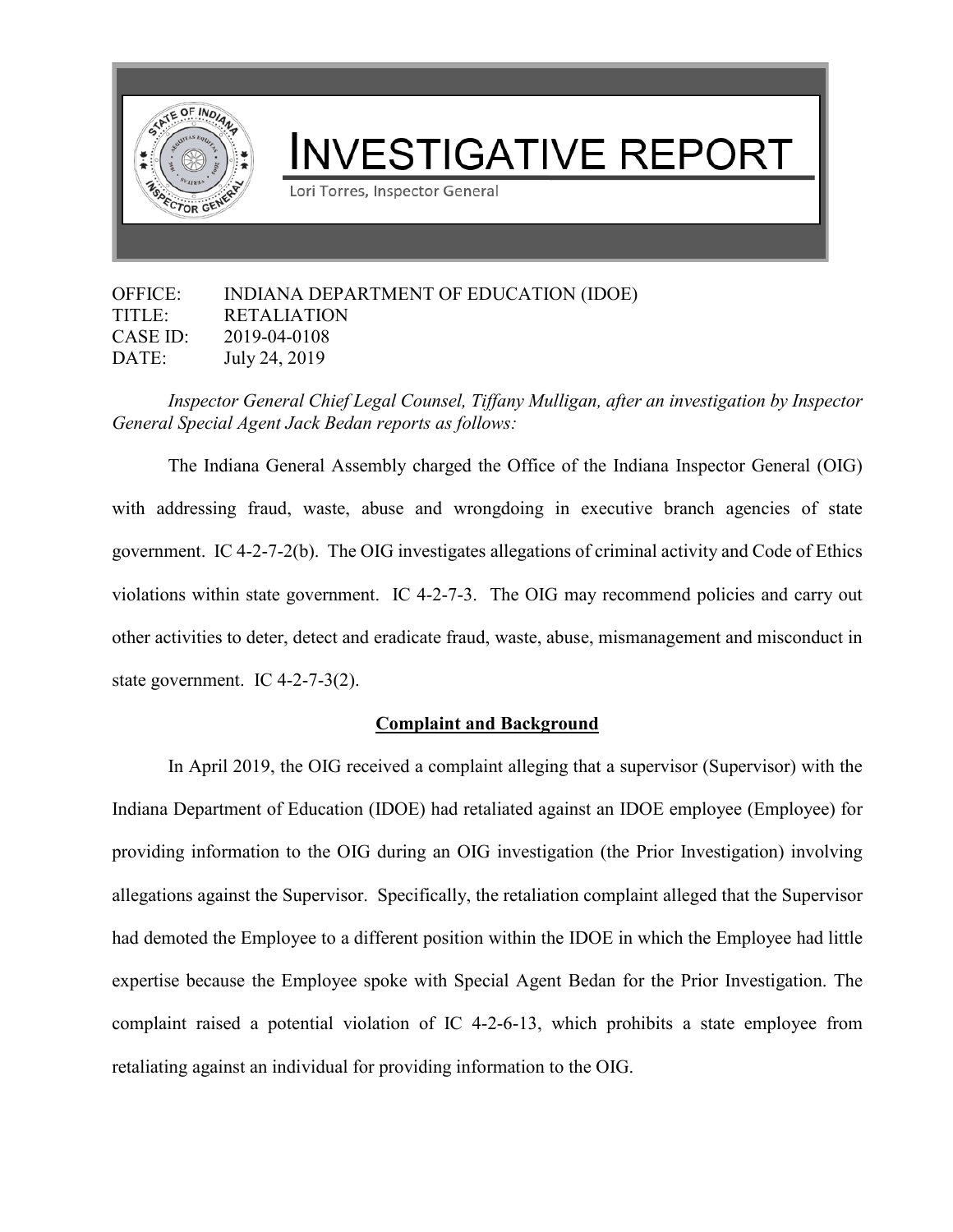# INVESTIGATIVE REPORT

Lori Torres, Inspector General

OFFICE: INDIANA DEPARTMENT OF EDUCATION (IDOE)
TITLE: RETALIATION
CASE ID: 2019-04-0108
DATE: July 24, 2019

*Inspector General Chief Legal Counsel, Tiffany Mulligan, after an investigation by Inspector General Special Agent Jack Bedan reports as follows:*

The Indiana General Assembly charged the Office of the Indiana Inspector General (OIG) with addressing fraud, waste, abuse and wrongdoing in executive branch agencies of state government. IC 4-2-7-2(b). The OIG investigates allegations of criminal activity and Code of Ethics violations within state government. IC 4-2-7-3. The OIG may recommend policies and carry out other activities to deter, detect and eradicate fraud, waste, abuse, mismanagement and misconduct in state government. IC 4-2-7-3(2).

## Complaint and Background

In April 2019, the OIG received a complaint alleging that a supervisor (Supervisor) with the Indiana Department of Education (IDOE) had retaliated against an IDOE employee (Employee) for providing information to the OIG during an OIG investigation (the Prior Investigation) involving allegations against the Supervisor. Specifically, the retaliation complaint alleged that the Supervisor had demoted the Employee to a different position within the IDOE in which the Employee had little expertise because the Employee spoke with Special Agent Bedan for the Prior Investigation. The complaint raised a potential violation of IC 4-2-6-13, which prohibits a state employee from retaliating against an individual for providing information to the OIG.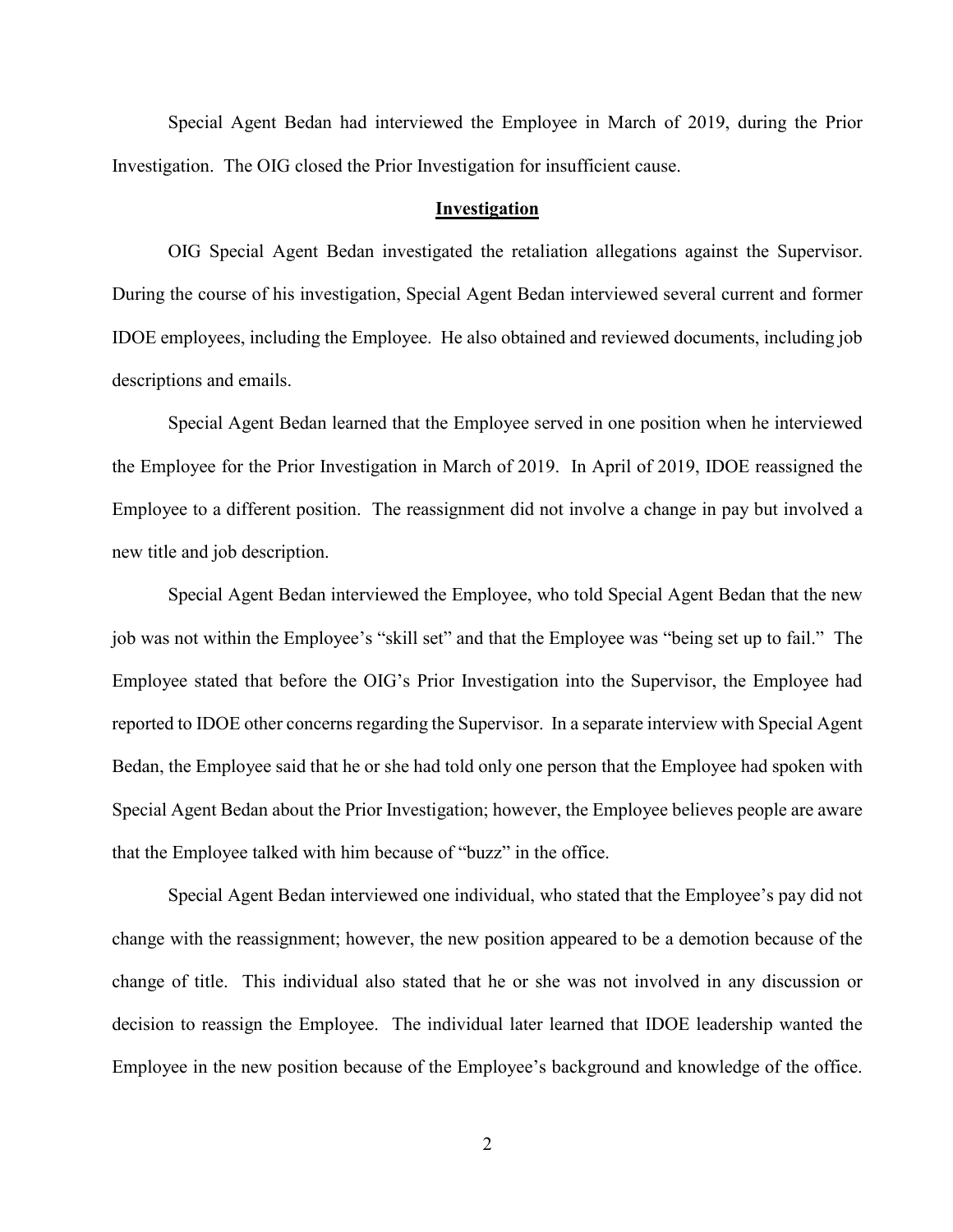Special Agent Bedan had interviewed the Employee in March of 2019, during the Prior Investigation. The OIG closed the Prior Investigation for insufficient cause.

## Investigation

OIG Special Agent Bedan investigated the retaliation allegations against the Supervisor. During the course of his investigation, Special Agent Bedan interviewed several current and former IDOE employees, including the Employee. He also obtained and reviewed documents, including job descriptions and emails.

Special Agent Bedan learned that the Employee served in one position when he interviewed the Employee for the Prior Investigation in March of 2019. In April of 2019, IDOE reassigned the Employee to a different position. The reassignment did not involve a change in pay but involved a new title and job description.

Special Agent Bedan interviewed the Employee, who told Special Agent Bedan that the new job was not within the Employee's "skill set" and that the Employee was "being set up to fail." The Employee stated that before the OIG's Prior Investigation into the Supervisor, the Employee had reported to IDOE other concerns regarding the Supervisor. In a separate interview with Special Agent Bedan, the Employee said that he or she had told only one person that the Employee had spoken with Special Agent Bedan about the Prior Investigation; however, the Employee believes people are aware that the Employee talked with him because of "buzz" in the office.

Special Agent Bedan interviewed one individual, who stated that the Employee's pay did not change with the reassignment; however, the new position appeared to be a demotion because of the change of title. This individual also stated that he or she was not involved in any discussion or decision to reassign the Employee. The individual later learned that IDOE leadership wanted the Employee in the new position because of the Employee's background and knowledge of the office.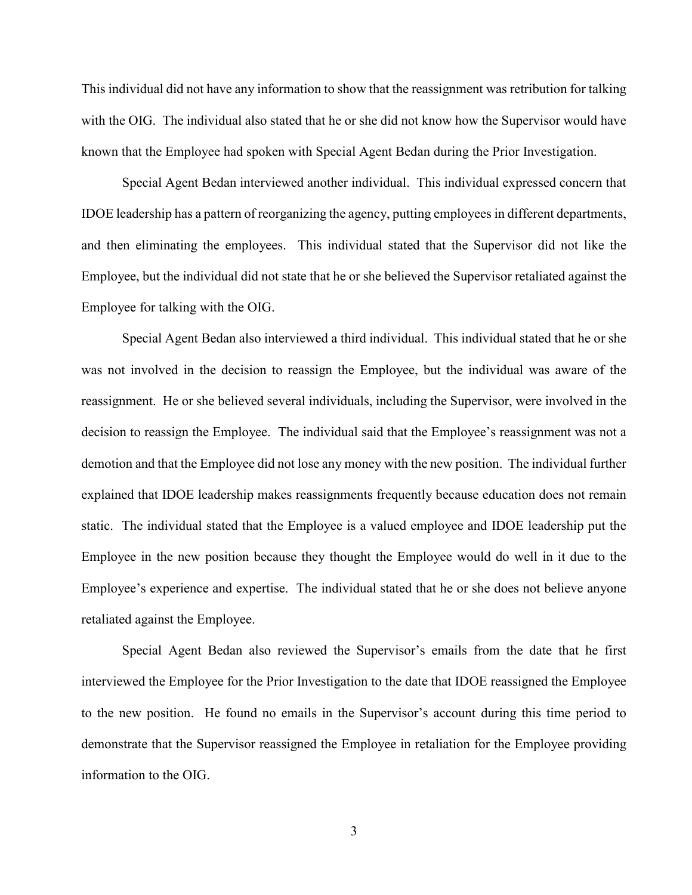This individual did not have any information to show that the reassignment was retribution for talking with the OIG. The individual also stated that he or she did not know how the Supervisor would have known that the Employee had spoken with Special Agent Bedan during the Prior Investigation.

Special Agent Bedan interviewed another individual. This individual expressed concern that IDOE leadership has a pattern of reorganizing the agency, putting employees in different departments, and then eliminating the employees. This individual stated that the Supervisor did not like the Employee, but the individual did not state that he or she believed the Supervisor retaliated against the Employee for talking with the OIG.

Special Agent Bedan also interviewed a third individual. This individual stated that he or she was not involved in the decision to reassign the Employee, but the individual was aware of the reassignment. He or she believed several individuals, including the Supervisor, were involved in the decision to reassign the Employee. The individual said that the Employee's reassignment was not a demotion and that the Employee did not lose any money with the new position. The individual further explained that IDOE leadership makes reassignments frequently because education does not remain static. The individual stated that the Employee is a valued employee and IDOE leadership put the Employee in the new position because they thought the Employee would do well in it due to the Employee's experience and expertise. The individual stated that he or she does not believe anyone retaliated against the Employee.

Special Agent Bedan also reviewed the Supervisor's emails from the date that he first interviewed the Employee for the Prior Investigation to the date that IDOE reassigned the Employee to the new position. He found no emails in the Supervisor's account during this time period to demonstrate that the Supervisor reassigned the Employee in retaliation for the Employee providing information to the OIG.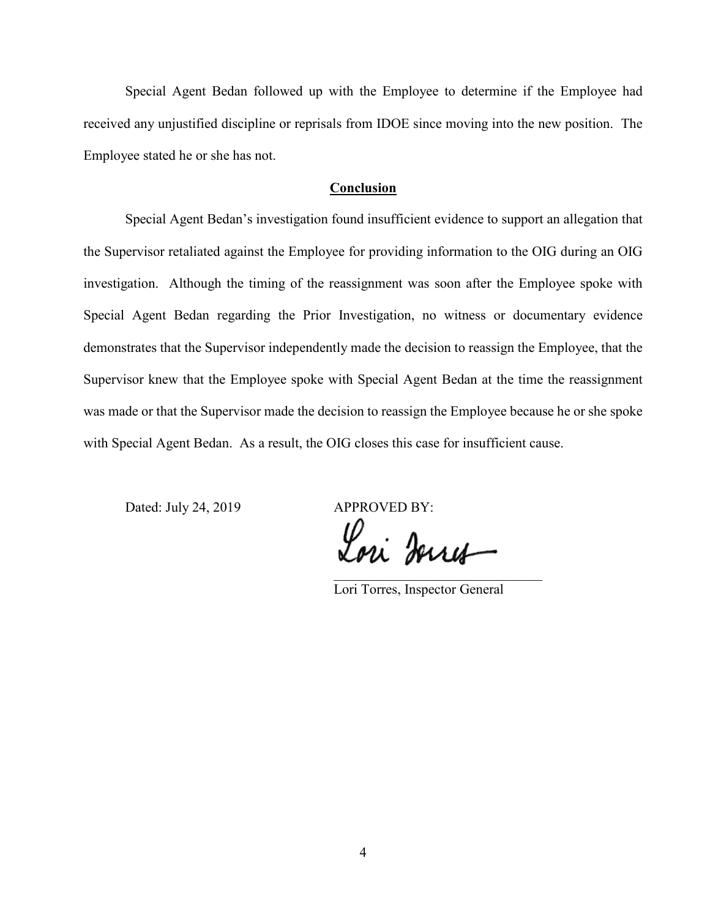Special Agent Bedan followed up with the Employee to determine if the Employee had received any unjustified discipline or reprisals from IDOE since moving into the new position. The Employee stated he or she has not.

## Conclusion

Special Agent Bedan's investigation found insufficient evidence to support an allegation that the Supervisor retaliated against the Employee for providing information to the OIG during an OIG investigation. Although the timing of the reassignment was soon after the Employee spoke with Special Agent Bedan regarding the Prior Investigation, no witness or documentary evidence demonstrates that the Supervisor independently made the decision to reassign the Employee, that the Supervisor knew that the Employee spoke with Special Agent Bedan at the time the reassignment was made or that the Supervisor made the decision to reassign the Employee because he or she spoke with Special Agent Bedan. As a result, the OIG closes this case for insufficient cause.

Dated: July 24, 2019

APPROVED BY:

Lori Torres

______________________________

Lori Torres, Inspector General